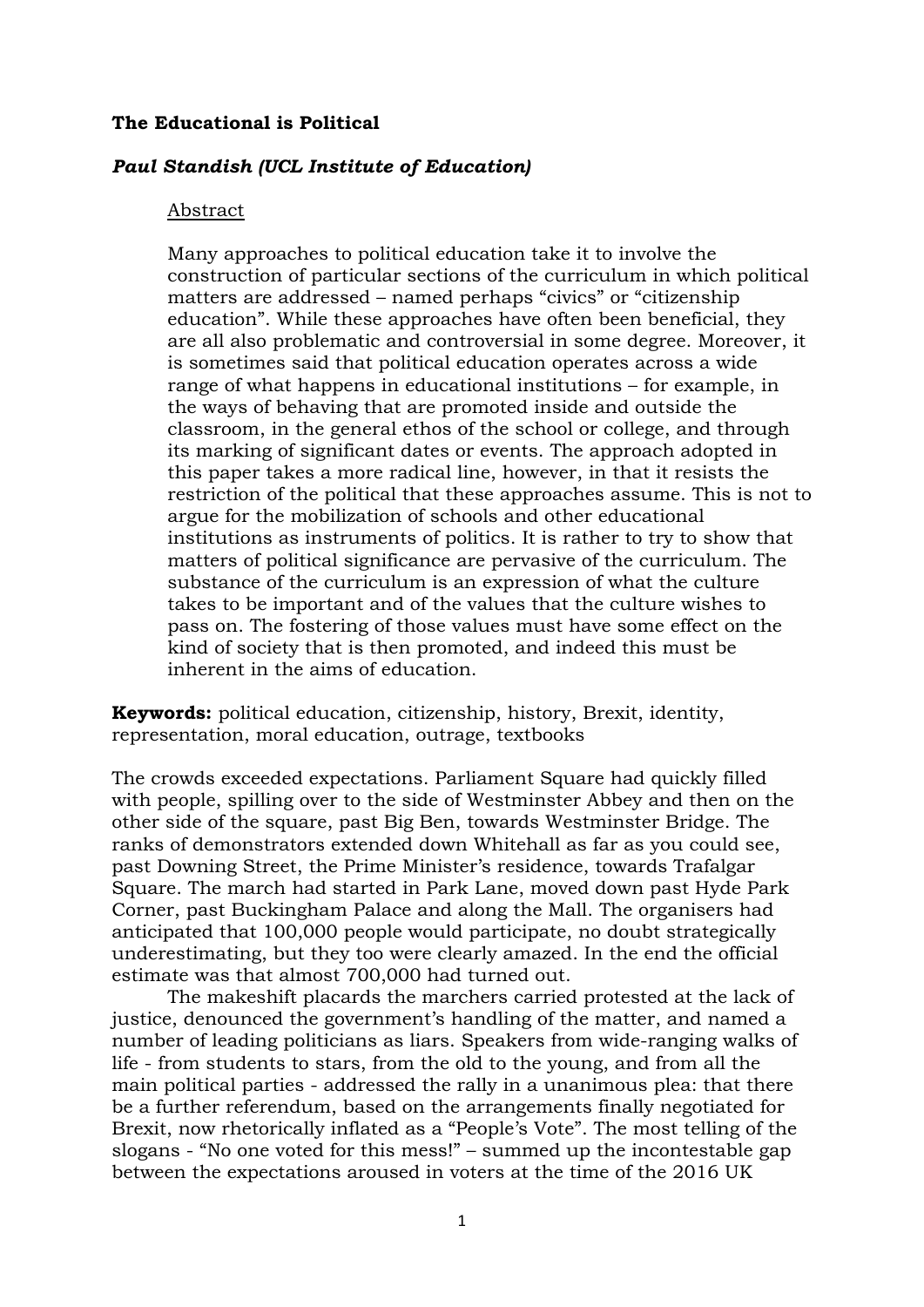# The Educational is Political

***Paul Standish (UCL Institute of Education)***

## Abstract

Many approaches to political education take it to involve the construction of particular sections of the curriculum in which political matters are addressed – named perhaps "civics" or "citizenship education". While these approaches have often been beneficial, they are all also problematic and controversial in some degree. Moreover, it is sometimes said that political education operates across a wide range of what happens in educational institutions – for example, in the ways of behaving that are promoted inside and outside the classroom, in the general ethos of the school or college, and through its marking of significant dates or events. The approach adopted in this paper takes a more radical line, however, in that it resists the restriction of the political that these approaches assume. This is not to argue for the mobilization of schools and other educational institutions as instruments of politics. It is rather to try to show that matters of political significance are pervasive of the curriculum. The substance of the curriculum is an expression of what the culture takes to be important and of the values that the culture wishes to pass on. The fostering of those values must have some effect on the kind of society that is then promoted, and indeed this must be inherent in the aims of education.

**Keywords:** political education, citizenship, history, Brexit, identity, representation, moral education, outrage, textbooks

The crowds exceeded expectations. Parliament Square had quickly filled with people, spilling over to the side of Westminster Abbey and then on the other side of the square, past Big Ben, towards Westminster Bridge. The ranks of demonstrators extended down Whitehall as far as you could see, past Downing Street, the Prime Minister's residence, towards Trafalgar Square. The march had started in Park Lane, moved down past Hyde Park Corner, past Buckingham Palace and along the Mall. The organisers had anticipated that 100,000 people would participate, no doubt strategically underestimating, but they too were clearly amazed. In the end the official estimate was that almost 700,000 had turned out.

The makeshift placards the marchers carried protested at the lack of justice, denounced the government's handling of the matter, and named a number of leading politicians as liars. Speakers from wide-ranging walks of life - from students to stars, from the old to the young, and from all the main political parties - addressed the rally in a unanimous plea: that there be a further referendum, based on the arrangements finally negotiated for Brexit, now rhetorically inflated as a "People's Vote". The most telling of the slogans - "No one voted for this mess!" – summed up the incontestable gap between the expectations aroused in voters at the time of the 2016 UK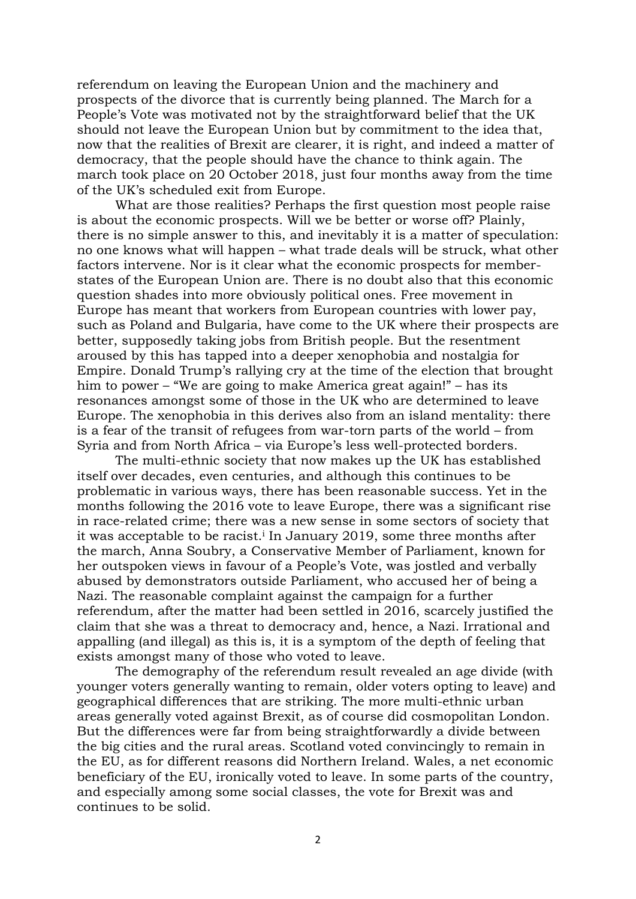referendum on leaving the European Union and the machinery and prospects of the divorce that is currently being planned. The March for a People's Vote was motivated not by the straightforward belief that the UK should not leave the European Union but by commitment to the idea that, now that the realities of Brexit are clearer, it is right, and indeed a matter of democracy, that the people should have the chance to think again. The march took place on 20 October 2018, just four months away from the time of the UK's scheduled exit from Europe.

What are those realities? Perhaps the first question most people raise is about the economic prospects. Will we be better or worse off? Plainly, there is no simple answer to this, and inevitably it is a matter of speculation: no one knows what will happen – what trade deals will be struck, what other factors intervene. Nor is it clear what the economic prospects for member-states of the European Union are. There is no doubt also that this economic question shades into more obviously political ones. Free movement in Europe has meant that workers from European countries with lower pay, such as Poland and Bulgaria, have come to the UK where their prospects are better, supposedly taking jobs from British people. But the resentment aroused by this has tapped into a deeper xenophobia and nostalgia for Empire. Donald Trump's rallying cry at the time of the election that brought him to power – "We are going to make America great again!" – has its resonances amongst some of those in the UK who are determined to leave Europe. The xenophobia in this derives also from an island mentality: there is a fear of the transit of refugees from war-torn parts of the world – from Syria and from North Africa – via Europe's less well-protected borders.

The multi-ethnic society that now makes up the UK has established itself over decades, even centuries, and although this continues to be problematic in various ways, there has been reasonable success. Yet in the months following the 2016 vote to leave Europe, there was a significant rise in race-related crime; there was a new sense in some sectors of society that it was acceptable to be racist.[i] In January 2019, some three months after the march, Anna Soubry, a Conservative Member of Parliament, known for her outspoken views in favour of a People's Vote, was jostled and verbally abused by demonstrators outside Parliament, who accused her of being a Nazi. The reasonable complaint against the campaign for a further referendum, after the matter had been settled in 2016, scarcely justified the claim that she was a threat to democracy and, hence, a Nazi. Irrational and appalling (and illegal) as this is, it is a symptom of the depth of feeling that exists amongst many of those who voted to leave.

The demography of the referendum result revealed an age divide (with younger voters generally wanting to remain, older voters opting to leave) and geographical differences that are striking. The more multi-ethnic urban areas generally voted against Brexit, as of course did cosmopolitan London. But the differences were far from being straightforwardly a divide between the big cities and the rural areas. Scotland voted convincingly to remain in the EU, as for different reasons did Northern Ireland. Wales, a net economic beneficiary of the EU, ironically voted to leave. In some parts of the country, and especially among some social classes, the vote for Brexit was and continues to be solid.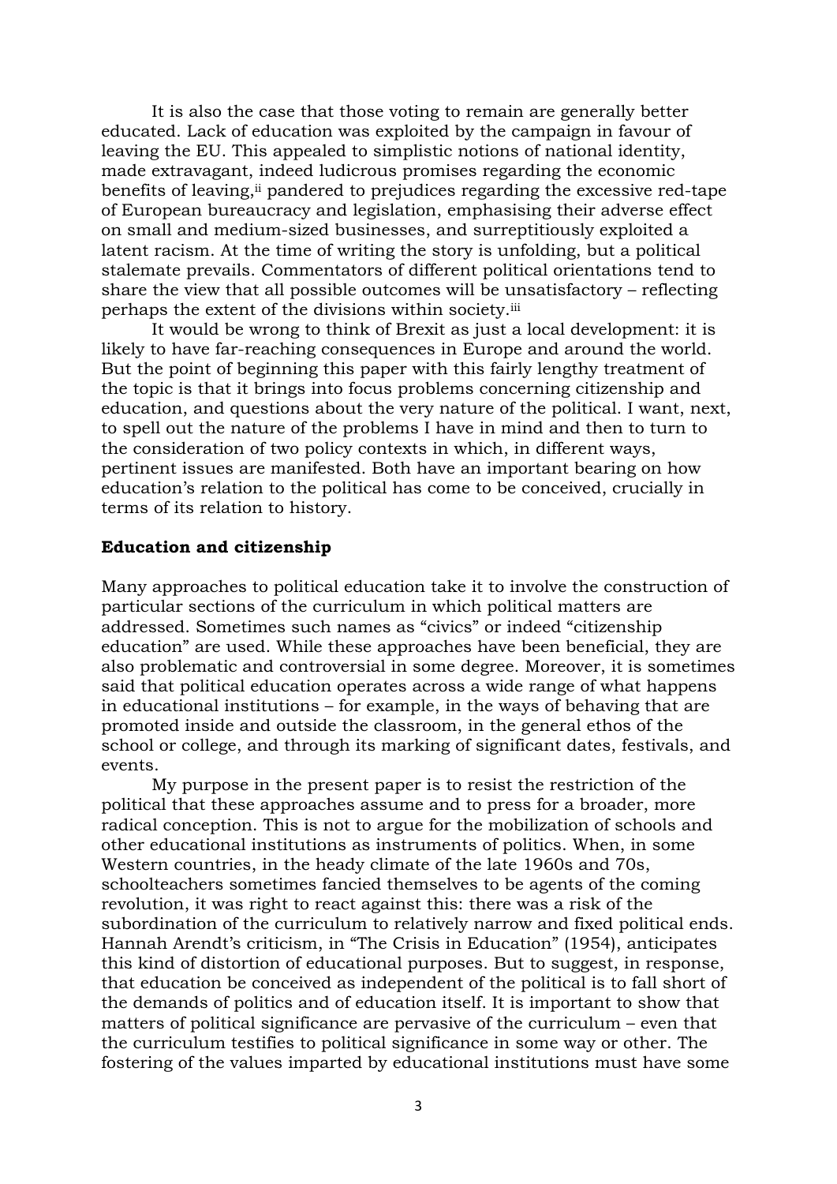It is also the case that those voting to remain are generally better educated. Lack of education was exploited by the campaign in favour of leaving the EU. This appealed to simplistic notions of national identity, made extravagant, indeed ludicrous promises regarding the economic benefits of leaving,[ii] pandered to prejudices regarding the excessive red-tape of European bureaucracy and legislation, emphasising their adverse effect on small and medium-sized businesses, and surreptitiously exploited a latent racism. At the time of writing the story is unfolding, but a political stalemate prevails. Commentators of different political orientations tend to share the view that all possible outcomes will be unsatisfactory – reflecting perhaps the extent of the divisions within society.[iii]

It would be wrong to think of Brexit as just a local development: it is likely to have far-reaching consequences in Europe and around the world. But the point of beginning this paper with this fairly lengthy treatment of the topic is that it brings into focus problems concerning citizenship and education, and questions about the very nature of the political. I want, next, to spell out the nature of the problems I have in mind and then to turn to the consideration of two policy contexts in which, in different ways, pertinent issues are manifested. Both have an important bearing on how education's relation to the political has come to be conceived, crucially in terms of its relation to history.

**Education and citizenship**

Many approaches to political education take it to involve the construction of particular sections of the curriculum in which political matters are addressed. Sometimes such names as "civics" or indeed "citizenship education" are used. While these approaches have been beneficial, they are also problematic and controversial in some degree. Moreover, it is sometimes said that political education operates across a wide range of what happens in educational institutions – for example, in the ways of behaving that are promoted inside and outside the classroom, in the general ethos of the school or college, and through its marking of significant dates, festivals, and events.

My purpose in the present paper is to resist the restriction of the political that these approaches assume and to press for a broader, more radical conception. This is not to argue for the mobilization of schools and other educational institutions as instruments of politics. When, in some Western countries, in the heady climate of the late 1960s and 70s, schoolteachers sometimes fancied themselves to be agents of the coming revolution, it was right to react against this: there was a risk of the subordination of the curriculum to relatively narrow and fixed political ends. Hannah Arendt's criticism, in "The Crisis in Education" (1954), anticipates this kind of distortion of educational purposes. But to suggest, in response, that education be conceived as independent of the political is to fall short of the demands of politics and of education itself. It is important to show that matters of political significance are pervasive of the curriculum – even that the curriculum testifies to political significance in some way or other. The fostering of the values imparted by educational institutions must have some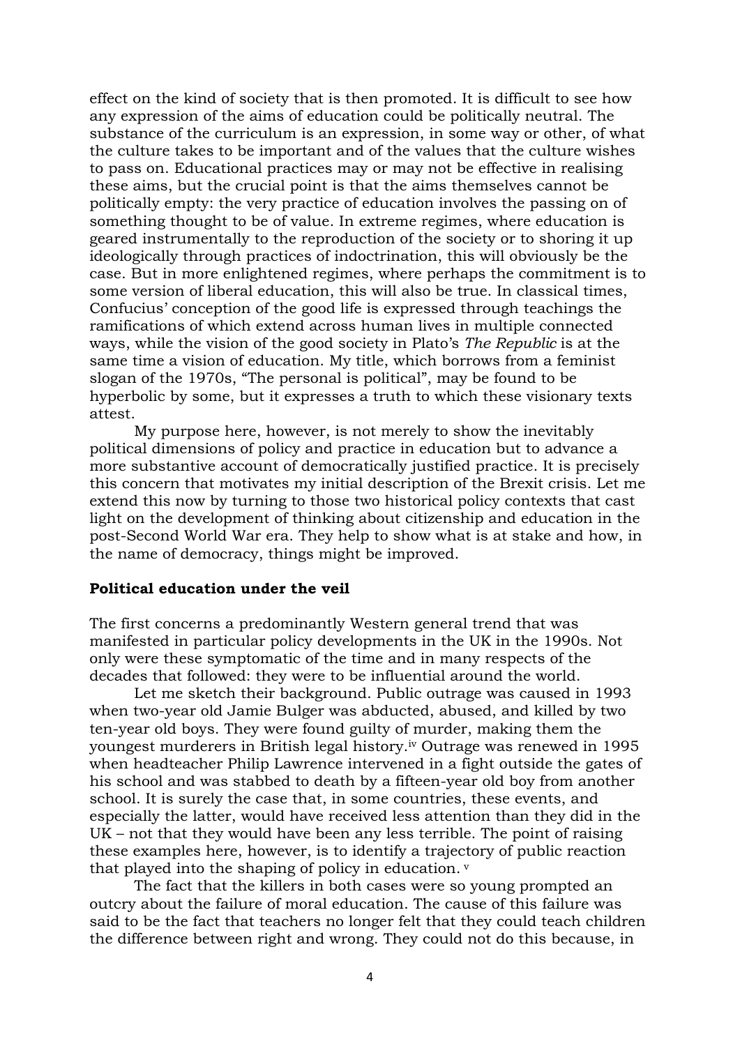effect on the kind of society that is then promoted. It is difficult to see how any expression of the aims of education could be politically neutral. The substance of the curriculum is an expression, in some way or other, of what the culture takes to be important and of the values that the culture wishes to pass on. Educational practices may or may not be effective in realising these aims, but the crucial point is that the aims themselves cannot be politically empty: the very practice of education involves the passing on of something thought to be of value. In extreme regimes, where education is geared instrumentally to the reproduction of the society or to shoring it up ideologically through practices of indoctrination, this will obviously be the case. But in more enlightened regimes, where perhaps the commitment is to some version of liberal education, this will also be true. In classical times, Confucius' conception of the good life is expressed through teachings the ramifications of which extend across human lives in multiple connected ways, while the vision of the good society in Plato's *The Republic* is at the same time a vision of education. My title, which borrows from a feminist slogan of the 1970s, "The personal is political", may be found to be hyperbolic by some, but it expresses a truth to which these visionary texts attest.

My purpose here, however, is not merely to show the inevitably political dimensions of policy and practice in education but to advance a more substantive account of democratically justified practice. It is precisely this concern that motivates my initial description of the Brexit crisis. Let me extend this now by turning to those two historical policy contexts that cast light on the development of thinking about citizenship and education in the post-Second World War era. They help to show what is at stake and how, in the name of democracy, things might be improved.

## Political education under the veil

The first concerns a predominantly Western general trend that was manifested in particular policy developments in the UK in the 1990s. Not only were these symptomatic of the time and in many respects of the decades that followed: they were to be influential around the world.

Let me sketch their background. Public outrage was caused in 1993 when two-year old Jamie Bulger was abducted, abused, and killed by two ten-year old boys. They were found guilty of murder, making them the youngest murderers in British legal history.[iv] Outrage was renewed in 1995 when headteacher Philip Lawrence intervened in a fight outside the gates of his school and was stabbed to death by a fifteen-year old boy from another school. It is surely the case that, in some countries, these events, and especially the latter, would have received less attention than they did in the UK – not that they would have been any less terrible. The point of raising these examples here, however, is to identify a trajectory of public reaction that played into the shaping of policy in education. [v]

The fact that the killers in both cases were so young prompted an outcry about the failure of moral education. The cause of this failure was said to be the fact that teachers no longer felt that they could teach children the difference between right and wrong. They could not do this because, in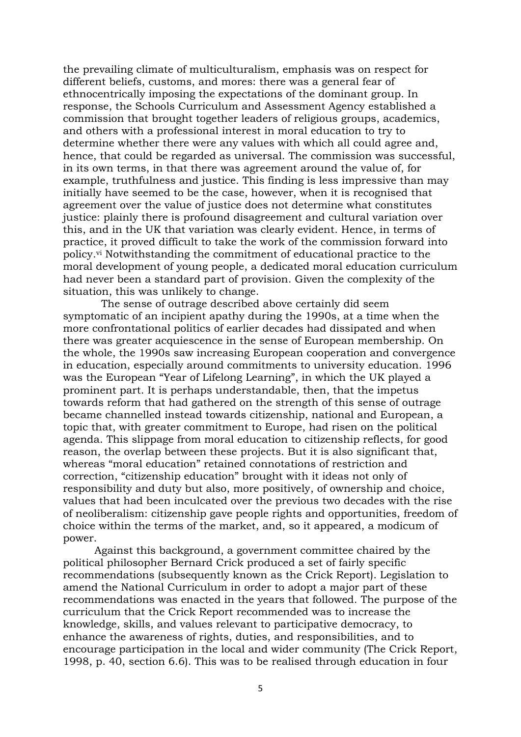the prevailing climate of multiculturalism, emphasis was on respect for different beliefs, customs, and mores: there was a general fear of ethnocentrically imposing the expectations of the dominant group. In response, the Schools Curriculum and Assessment Agency established a commission that brought together leaders of religious groups, academics, and others with a professional interest in moral education to try to determine whether there were any values with which all could agree and, hence, that could be regarded as universal. The commission was successful, in its own terms, in that there was agreement around the value of, for example, truthfulness and justice. This finding is less impressive than may initially have seemed to be the case, however, when it is recognised that agreement over the value of justice does not determine what constitutes justice: plainly there is profound disagreement and cultural variation over this, and in the UK that variation was clearly evident. Hence, in terms of practice, it proved difficult to take the work of the commission forward into policy.[vi] Notwithstanding the commitment of educational practice to the moral development of young people, a dedicated moral education curriculum had never been a standard part of provision. Given the complexity of the situation, this was unlikely to change.

The sense of outrage described above certainly did seem symptomatic of an incipient apathy during the 1990s, at a time when the more confrontational politics of earlier decades had dissipated and when there was greater acquiescence in the sense of European membership. On the whole, the 1990s saw increasing European cooperation and convergence in education, especially around commitments to university education. 1996 was the European "Year of Lifelong Learning", in which the UK played a prominent part. It is perhaps understandable, then, that the impetus towards reform that had gathered on the strength of this sense of outrage became channelled instead towards citizenship, national and European, a topic that, with greater commitment to Europe, had risen on the political agenda. This slippage from moral education to citizenship reflects, for good reason, the overlap between these projects. But it is also significant that, whereas "moral education" retained connotations of restriction and correction, "citizenship education" brought with it ideas not only of responsibility and duty but also, more positively, of ownership and choice, values that had been inculcated over the previous two decades with the rise of neoliberalism: citizenship gave people rights and opportunities, freedom of choice within the terms of the market, and, so it appeared, a modicum of power.

Against this background, a government committee chaired by the political philosopher Bernard Crick produced a set of fairly specific recommendations (subsequently known as the Crick Report). Legislation to amend the National Curriculum in order to adopt a major part of these recommendations was enacted in the years that followed. The purpose of the curriculum that the Crick Report recommended was to increase the knowledge, skills, and values relevant to participative democracy, to enhance the awareness of rights, duties, and responsibilities, and to encourage participation in the local and wider community (The Crick Report, 1998, p. 40, section 6.6). This was to be realised through education in four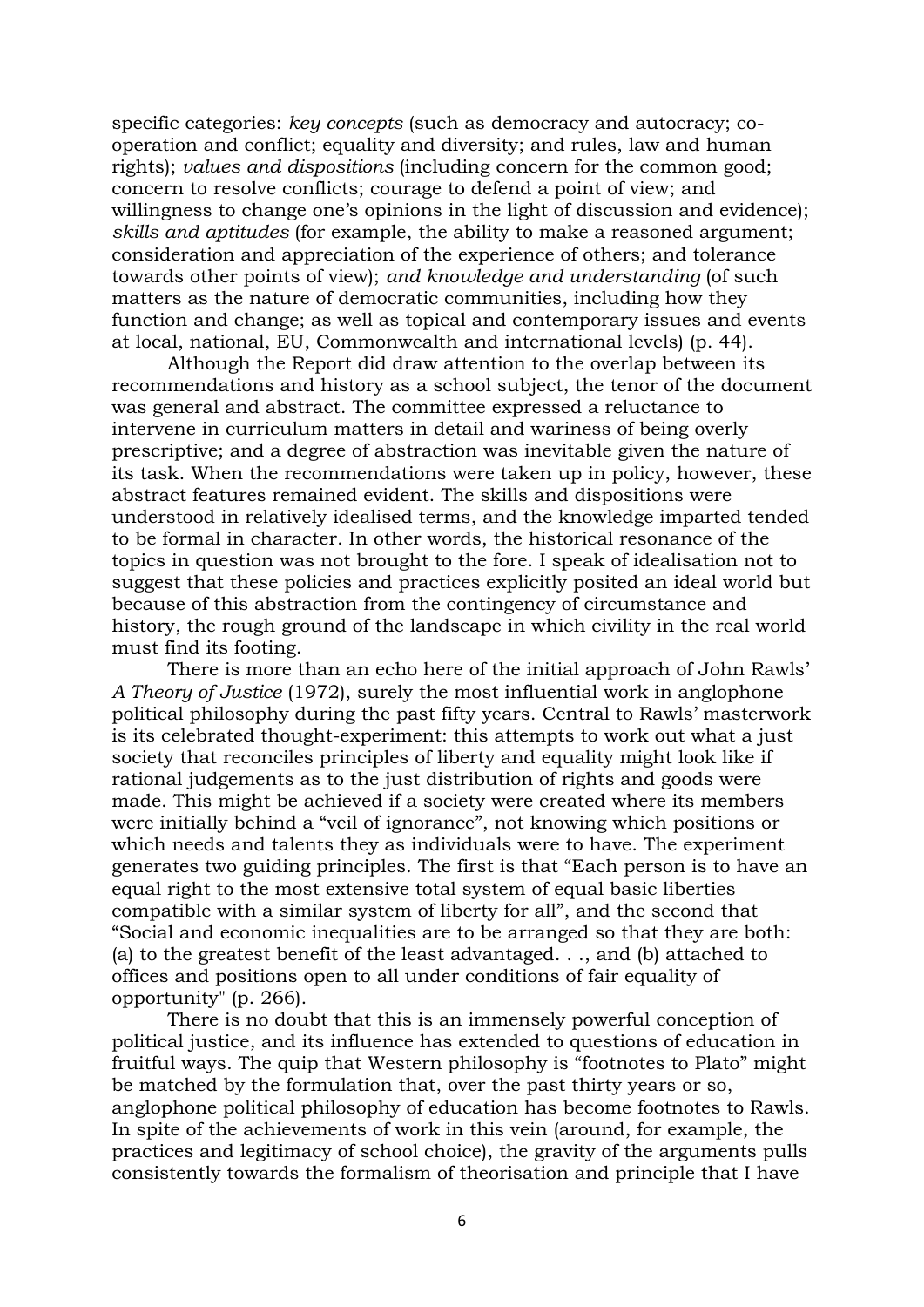specific categories: *key concepts* (such as democracy and autocracy; co-operation and conflict; equality and diversity; and rules, law and human rights); *values and dispositions* (including concern for the common good; concern to resolve conflicts; courage to defend a point of view; and willingness to change one's opinions in the light of discussion and evidence); *skills and aptitudes* (for example, the ability to make a reasoned argument; consideration and appreciation of the experience of others; and tolerance towards other points of view); *and knowledge and understanding* (of such matters as the nature of democratic communities, including how they function and change; as well as topical and contemporary issues and events at local, national, EU, Commonwealth and international levels) (p. 44).

Although the Report did draw attention to the overlap between its recommendations and history as a school subject, the tenor of the document was general and abstract. The committee expressed a reluctance to intervene in curriculum matters in detail and wariness of being overly prescriptive; and a degree of abstraction was inevitable given the nature of its task. When the recommendations were taken up in policy, however, these abstract features remained evident. The skills and dispositions were understood in relatively idealised terms, and the knowledge imparted tended to be formal in character. In other words, the historical resonance of the topics in question was not brought to the fore. I speak of idealisation not to suggest that these policies and practices explicitly posited an ideal world but because of this abstraction from the contingency of circumstance and history, the rough ground of the landscape in which civility in the real world must find its footing.

There is more than an echo here of the initial approach of John Rawls' *A Theory of Justice* (1972), surely the most influential work in anglophone political philosophy during the past fifty years. Central to Rawls' masterwork is its celebrated thought-experiment: this attempts to work out what a just society that reconciles principles of liberty and equality might look like if rational judgements as to the just distribution of rights and goods were made. This might be achieved if a society were created where its members were initially behind a "veil of ignorance", not knowing which positions or which needs and talents they as individuals were to have. The experiment generates two guiding principles. The first is that "Each person is to have an equal right to the most extensive total system of equal basic liberties compatible with a similar system of liberty for all", and the second that "Social and economic inequalities are to be arranged so that they are both: (a) to the greatest benefit of the least advantaged. . ., and (b) attached to offices and positions open to all under conditions of fair equality of opportunity" (p. 266).

There is no doubt that this is an immensely powerful conception of political justice, and its influence has extended to questions of education in fruitful ways. The quip that Western philosophy is "footnotes to Plato" might be matched by the formulation that, over the past thirty years or so, anglophone political philosophy of education has become footnotes to Rawls. In spite of the achievements of work in this vein (around, for example, the practices and legitimacy of school choice), the gravity of the arguments pulls consistently towards the formalism of theorisation and principle that I have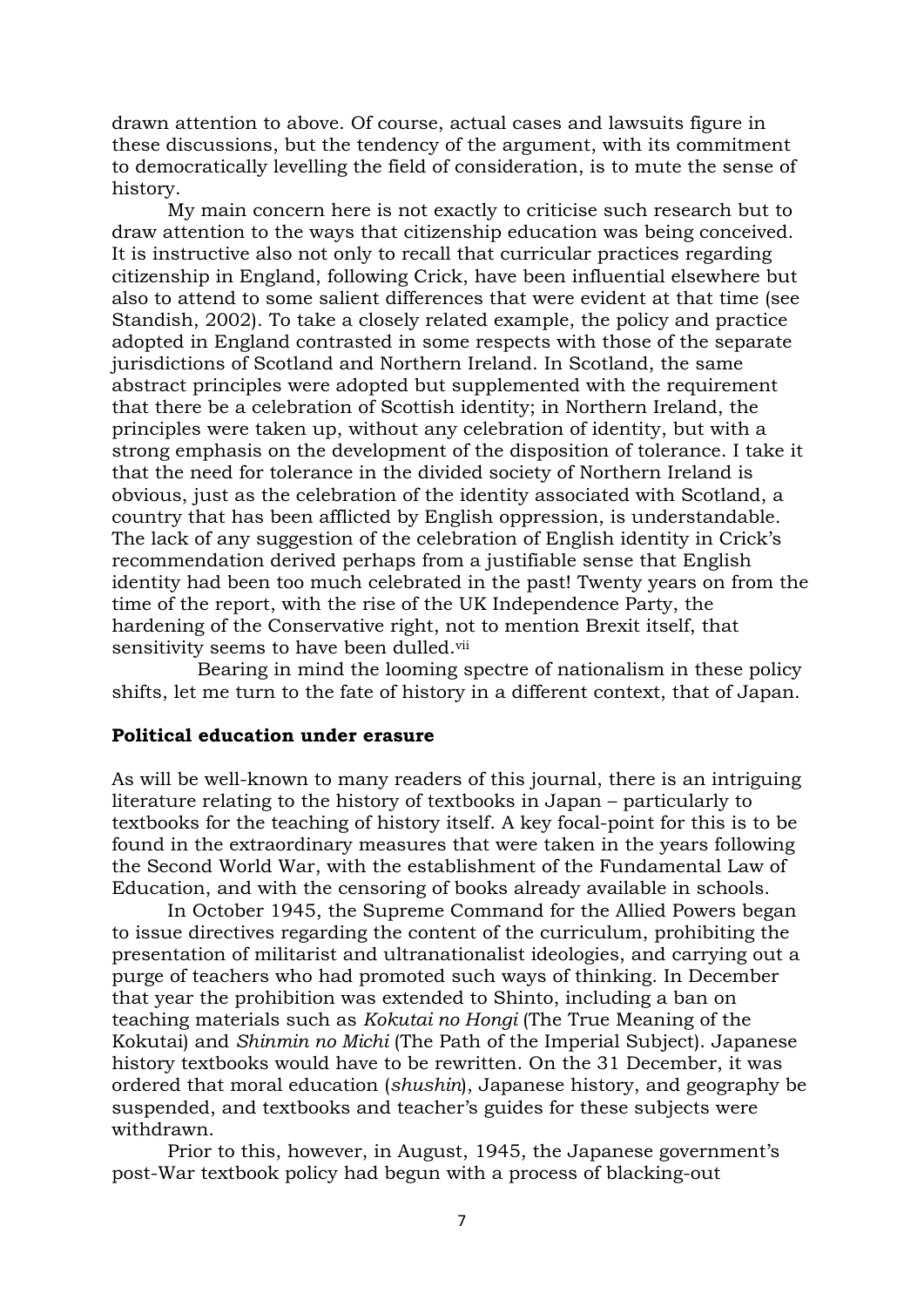drawn attention to above. Of course, actual cases and lawsuits figure in these discussions, but the tendency of the argument, with its commitment to democratically levelling the field of consideration, is to mute the sense of history.

My main concern here is not exactly to criticise such research but to draw attention to the ways that citizenship education was being conceived. It is instructive also not only to recall that curricular practices regarding citizenship in England, following Crick, have been influential elsewhere but also to attend to some salient differences that were evident at that time (see Standish, 2002). To take a closely related example, the policy and practice adopted in England contrasted in some respects with those of the separate jurisdictions of Scotland and Northern Ireland. In Scotland, the same abstract principles were adopted but supplemented with the requirement that there be a celebration of Scottish identity; in Northern Ireland, the principles were taken up, without any celebration of identity, but with a strong emphasis on the development of the disposition of tolerance. I take it that the need for tolerance in the divided society of Northern Ireland is obvious, just as the celebration of the identity associated with Scotland, a country that has been afflicted by English oppression, is understandable. The lack of any suggestion of the celebration of English identity in Crick's recommendation derived perhaps from a justifiable sense that English identity had been too much celebrated in the past! Twenty years on from the time of the report, with the rise of the UK Independence Party, the hardening of the Conservative right, not to mention Brexit itself, that sensitivity seems to have been dulled.[vii]

Bearing in mind the looming spectre of nationalism in these policy shifts, let me turn to the fate of history in a different context, that of Japan.

**Political education under erasure**

As will be well-known to many readers of this journal, there is an intriguing literature relating to the history of textbooks in Japan – particularly to textbooks for the teaching of history itself. A key focal-point for this is to be found in the extraordinary measures that were taken in the years following the Second World War, with the establishment of the Fundamental Law of Education, and with the censoring of books already available in schools.

In October 1945, the Supreme Command for the Allied Powers began to issue directives regarding the content of the curriculum, prohibiting the presentation of militarist and ultranationalist ideologies, and carrying out a purge of teachers who had promoted such ways of thinking. In December that year the prohibition was extended to Shinto, including a ban on teaching materials such as *Kokutai no Hongi* (The True Meaning of the Kokutai) and *Shinmin no Michi* (The Path of the Imperial Subject). Japanese history textbooks would have to be rewritten. On the 31 December, it was ordered that moral education (*shushin*), Japanese history, and geography be suspended, and textbooks and teacher's guides for these subjects were withdrawn.

Prior to this, however, in August, 1945, the Japanese government's post-War textbook policy had begun with a process of blacking-out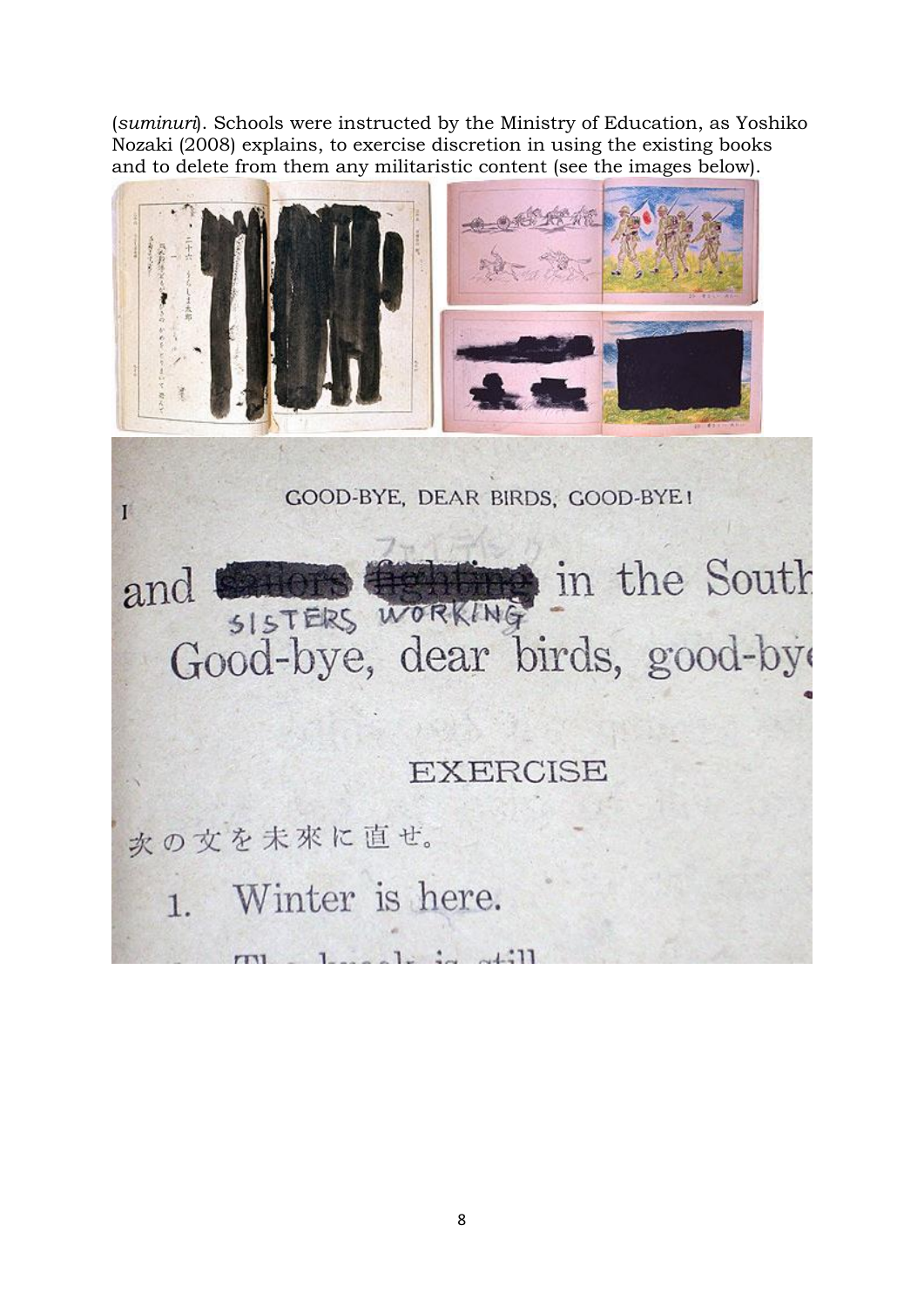(*suminuri*). Schools were instructed by the Ministry of Education, as Yoshiko Nozaki (2008) explains, to exercise discretion in using the existing books and to delete from them any militaristic content (see the images below).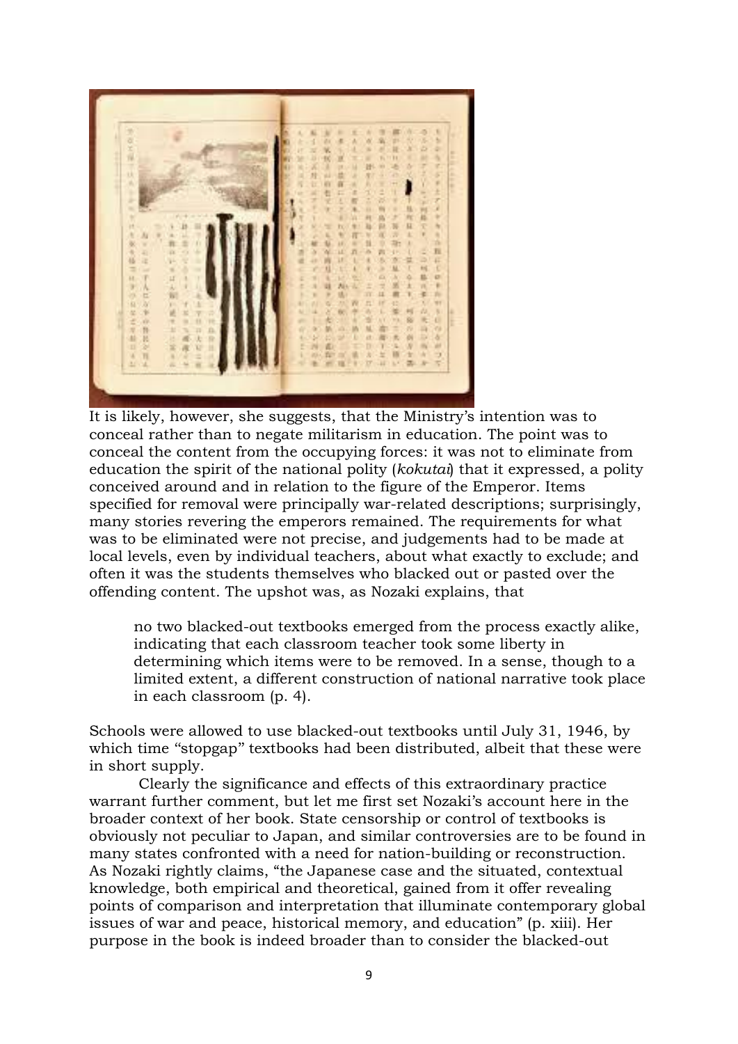It is likely, however, she suggests, that the Ministry's intention was to conceal rather than to negate militarism in education. The point was to conceal the content from the occupying forces: it was not to eliminate from education the spirit of the national polity (*kokutai*) that it expressed, a polity conceived around and in relation to the figure of the Emperor. Items specified for removal were principally war-related descriptions; surprisingly, many stories revering the emperors remained. The requirements for what was to be eliminated were not precise, and judgements had to be made at local levels, even by individual teachers, about what exactly to exclude; and often it was the students themselves who blacked out or pasted over the offending content. The upshot was, as Nozaki explains, that

> no two blacked-out textbooks emerged from the process exactly alike, indicating that each classroom teacher took some liberty in determining which items were to be removed. In a sense, though to a limited extent, a different construction of national narrative took place in each classroom (p. 4).

Schools were allowed to use blacked-out textbooks until July 31, 1946, by which time "stopgap" textbooks had been distributed, albeit that these were in short supply.

Clearly the significance and effects of this extraordinary practice warrant further comment, but let me first set Nozaki's account here in the broader context of her book. State censorship or control of textbooks is obviously not peculiar to Japan, and similar controversies are to be found in many states confronted with a need for nation-building or reconstruction. As Nozaki rightly claims, "the Japanese case and the situated, contextual knowledge, both empirical and theoretical, gained from it offer revealing points of comparison and interpretation that illuminate contemporary global issues of war and peace, historical memory, and education" (p. xiii). Her purpose in the book is indeed broader than to consider the blacked-out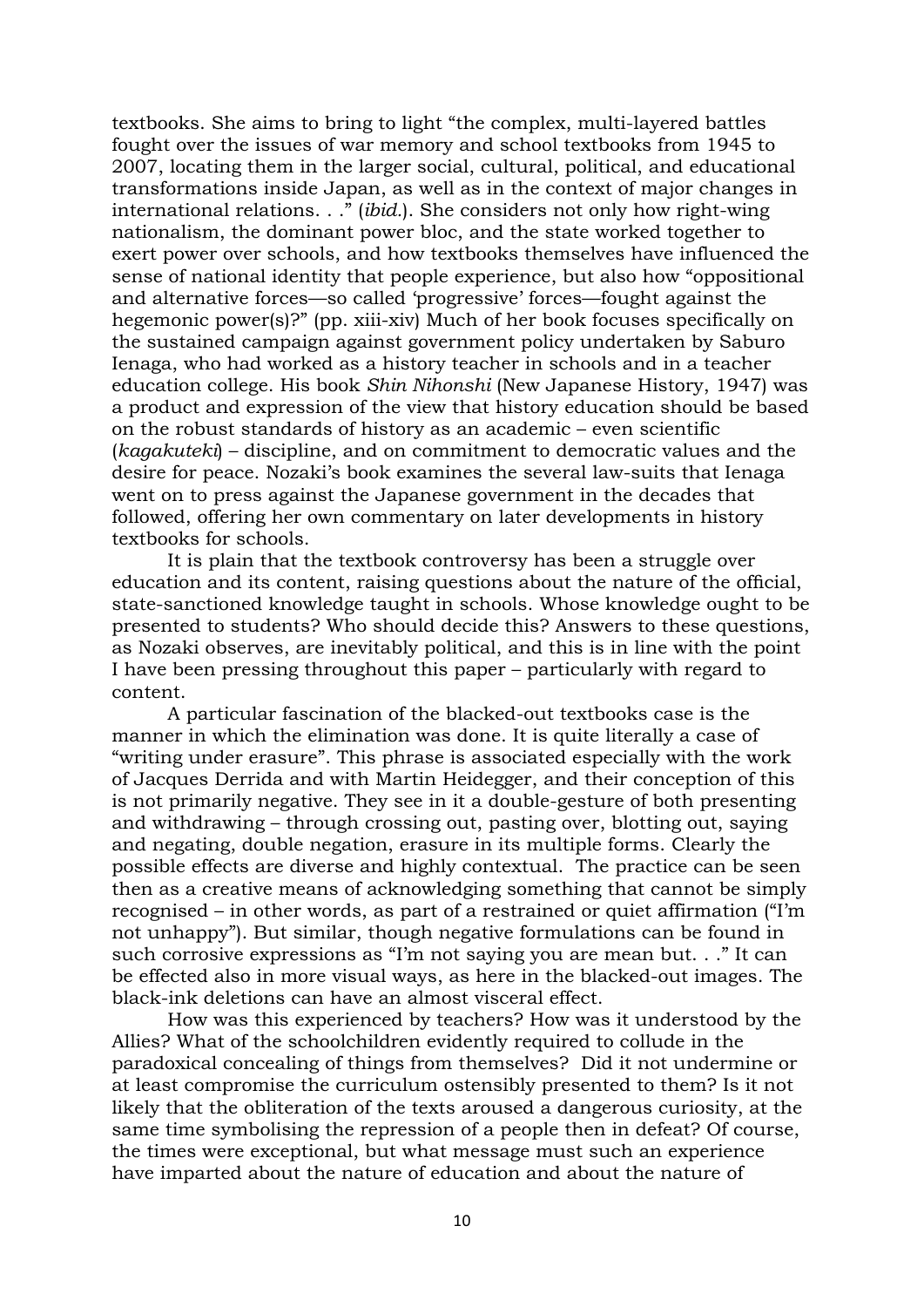textbooks. She aims to bring to light "the complex, multi-layered battles fought over the issues of war memory and school textbooks from 1945 to 2007, locating them in the larger social, cultural, political, and educational transformations inside Japan, as well as in the context of major changes in international relations. . ." (*ibid.*). She considers not only how right-wing nationalism, the dominant power bloc, and the state worked together to exert power over schools, and how textbooks themselves have influenced the sense of national identity that people experience, but also how "oppositional and alternative forces—so called 'progressive' forces—fought against the hegemonic power(s)?" (pp. xiii-xiv) Much of her book focuses specifically on the sustained campaign against government policy undertaken by Saburo Ienaga, who had worked as a history teacher in schools and in a teacher education college. His book *Shin Nihonshi* (New Japanese History, 1947) was a product and expression of the view that history education should be based on the robust standards of history as an academic – even scientific (*kagakuteki*) – discipline, and on commitment to democratic values and the desire for peace. Nozaki's book examines the several law-suits that Ienaga went on to press against the Japanese government in the decades that followed, offering her own commentary on later developments in history textbooks for schools.

It is plain that the textbook controversy has been a struggle over education and its content, raising questions about the nature of the official, state-sanctioned knowledge taught in schools. Whose knowledge ought to be presented to students? Who should decide this? Answers to these questions, as Nozaki observes, are inevitably political, and this is in line with the point I have been pressing throughout this paper – particularly with regard to content.

A particular fascination of the blacked-out textbooks case is the manner in which the elimination was done. It is quite literally a case of "writing under erasure". This phrase is associated especially with the work of Jacques Derrida and with Martin Heidegger, and their conception of this is not primarily negative. They see in it a double-gesture of both presenting and withdrawing – through crossing out, pasting over, blotting out, saying and negating, double negation, erasure in its multiple forms. Clearly the possible effects are diverse and highly contextual. The practice can be seen then as a creative means of acknowledging something that cannot be simply recognised – in other words, as part of a restrained or quiet affirmation ("I'm not unhappy"). But similar, though negative formulations can be found in such corrosive expressions as "I'm not saying you are mean but. . ." It can be effected also in more visual ways, as here in the blacked-out images. The black-ink deletions can have an almost visceral effect.

How was this experienced by teachers? How was it understood by the Allies? What of the schoolchildren evidently required to collude in the paradoxical concealing of things from themselves? Did it not undermine or at least compromise the curriculum ostensibly presented to them? Is it not likely that the obliteration of the texts aroused a dangerous curiosity, at the same time symbolising the repression of a people then in defeat? Of course, the times were exceptional, but what message must such an experience have imparted about the nature of education and about the nature of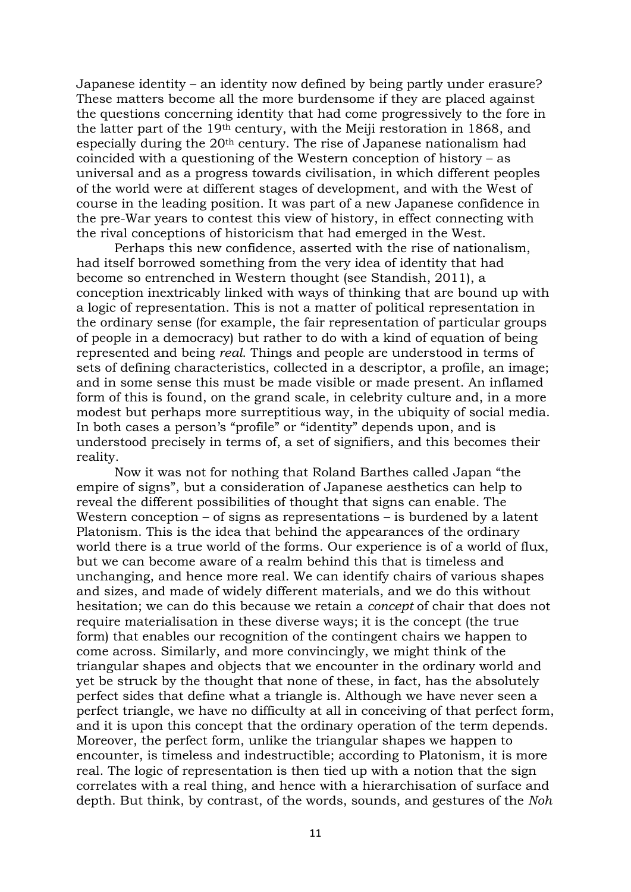Japanese identity – an identity now defined by being partly under erasure? These matters become all the more burdensome if they are placed against the questions concerning identity that had come progressively to the fore in the latter part of the 19th century, with the Meiji restoration in 1868, and especially during the 20th century. The rise of Japanese nationalism had coincided with a questioning of the Western conception of history – as universal and as a progress towards civilisation, in which different peoples of the world were at different stages of development, and with the West of course in the leading position. It was part of a new Japanese confidence in the pre-War years to contest this view of history, in effect connecting with the rival conceptions of historicism that had emerged in the West.

Perhaps this new confidence, asserted with the rise of nationalism, had itself borrowed something from the very idea of identity that had become so entrenched in Western thought (see Standish, 2011), a conception inextricably linked with ways of thinking that are bound up with a logic of representation. This is not a matter of political representation in the ordinary sense (for example, the fair representation of particular groups of people in a democracy) but rather to do with a kind of equation of being represented and being *real*. Things and people are understood in terms of sets of defining characteristics, collected in a descriptor, a profile, an image; and in some sense this must be made visible or made present. An inflamed form of this is found, on the grand scale, in celebrity culture and, in a more modest but perhaps more surreptitious way, in the ubiquity of social media. In both cases a person's "profile" or "identity" depends upon, and is understood precisely in terms of, a set of signifiers, and this becomes their reality.

Now it was not for nothing that Roland Barthes called Japan "the empire of signs", but a consideration of Japanese aesthetics can help to reveal the different possibilities of thought that signs can enable. The Western conception – of signs as representations – is burdened by a latent Platonism. This is the idea that behind the appearances of the ordinary world there is a true world of the forms. Our experience is of a world of flux, but we can become aware of a realm behind this that is timeless and unchanging, and hence more real. We can identify chairs of various shapes and sizes, and made of widely different materials, and we do this without hesitation; we can do this because we retain a *concept* of chair that does not require materialisation in these diverse ways; it is the concept (the true form) that enables our recognition of the contingent chairs we happen to come across. Similarly, and more convincingly, we might think of the triangular shapes and objects that we encounter in the ordinary world and yet be struck by the thought that none of these, in fact, has the absolutely perfect sides that define what a triangle is. Although we have never seen a perfect triangle, we have no difficulty at all in conceiving of that perfect form, and it is upon this concept that the ordinary operation of the term depends. Moreover, the perfect form, unlike the triangular shapes we happen to encounter, is timeless and indestructible; according to Platonism, it is more real. The logic of representation is then tied up with a notion that the sign correlates with a real thing, and hence with a hierarchisation of surface and depth. But think, by contrast, of the words, sounds, and gestures of the *Noh*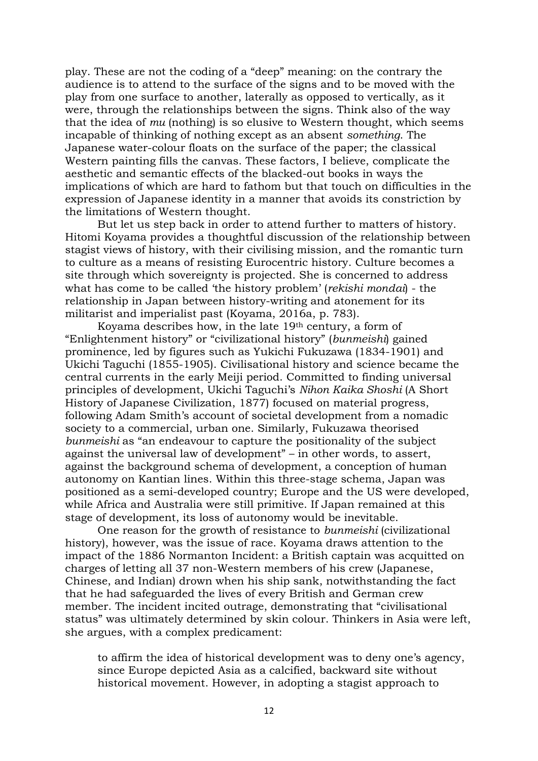play. These are not the coding of a "deep" meaning: on the contrary the audience is to attend to the surface of the signs and to be moved with the play from one surface to another, laterally as opposed to vertically, as it were, through the relationships between the signs. Think also of the way that the idea of *mu* (nothing) is so elusive to Western thought, which seems incapable of thinking of nothing except as an absent *something*. The Japanese water-colour floats on the surface of the paper; the classical Western painting fills the canvas. These factors, I believe, complicate the aesthetic and semantic effects of the blacked-out books in ways the implications of which are hard to fathom but that touch on difficulties in the expression of Japanese identity in a manner that avoids its constriction by the limitations of Western thought.

But let us step back in order to attend further to matters of history. Hitomi Koyama provides a thoughtful discussion of the relationship between stagist views of history, with their civilising mission, and the romantic turn to culture as a means of resisting Eurocentric history. Culture becomes a site through which sovereignty is projected. She is concerned to address what has come to be called 'the history problem' (*rekishi mondai*) - the relationship in Japan between history-writing and atonement for its militarist and imperialist past (Koyama, 2016a, p. 783).

Koyama describes how, in the late 19th century, a form of "Enlightenment history" or "civilizational history" (*bunmeishi*) gained prominence, led by figures such as Yukichi Fukuzawa (1834-1901) and Ukichi Taguchi (1855-1905). Civilisational history and science became the central currents in the early Meiji period. Committed to finding universal principles of development, Ukichi Taguchi's *Nihon Kaika Shoshi* (A Short History of Japanese Civilization, 1877) focused on material progress, following Adam Smith's account of societal development from a nomadic society to a commercial, urban one. Similarly, Fukuzawa theorised *bunmeishi* as "an endeavour to capture the positionality of the subject against the universal law of development" – in other words, to assert, against the background schema of development, a conception of human autonomy on Kantian lines. Within this three-stage schema, Japan was positioned as a semi-developed country; Europe and the US were developed, while Africa and Australia were still primitive. If Japan remained at this stage of development, its loss of autonomy would be inevitable.

One reason for the growth of resistance to *bunmeishi* (civilizational history), however, was the issue of race. Koyama draws attention to the impact of the 1886 Normanton Incident: a British captain was acquitted on charges of letting all 37 non-Western members of his crew (Japanese, Chinese, and Indian) drown when his ship sank, notwithstanding the fact that he had safeguarded the lives of every British and German crew member. The incident incited outrage, demonstrating that "civilisational status" was ultimately determined by skin colour. Thinkers in Asia were left, she argues, with a complex predicament:

> to affirm the idea of historical development was to deny one's agency, since Europe depicted Asia as a calcified, backward site without historical movement. However, in adopting a stagist approach to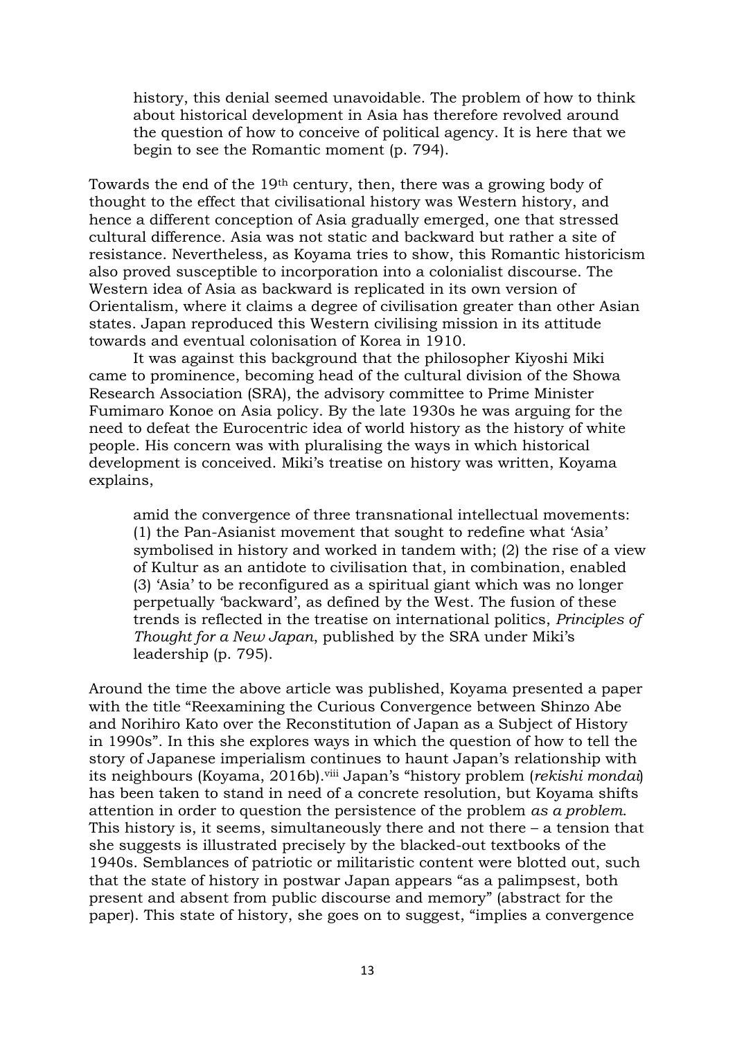> history, this denial seemed unavoidable. The problem of how to think about historical development in Asia has therefore revolved around the question of how to conceive of political agency. It is here that we begin to see the Romantic moment (p. 794).

Towards the end of the 19th century, then, there was a growing body of thought to the effect that civilisational history was Western history, and hence a different conception of Asia gradually emerged, one that stressed cultural difference. Asia was not static and backward but rather a site of resistance. Nevertheless, as Koyama tries to show, this Romantic historicism also proved susceptible to incorporation into a colonialist discourse. The Western idea of Asia as backward is replicated in its own version of Orientalism, where it claims a degree of civilisation greater than other Asian states. Japan reproduced this Western civilising mission in its attitude towards and eventual colonisation of Korea in 1910.

It was against this background that the philosopher Kiyoshi Miki came to prominence, becoming head of the cultural division of the Showa Research Association (SRA), the advisory committee to Prime Minister Fumimaro Konoe on Asia policy. By the late 1930s he was arguing for the need to defeat the Eurocentric idea of world history as the history of white people. His concern was with pluralising the ways in which historical development is conceived. Miki's treatise on history was written, Koyama explains,

> amid the convergence of three transnational intellectual movements: (1) the Pan-Asianist movement that sought to redefine what 'Asia' symbolised in history and worked in tandem with; (2) the rise of a view of Kultur as an antidote to civilisation that, in combination, enabled (3) 'Asia' to be reconfigured as a spiritual giant which was no longer perpetually 'backward', as defined by the West. The fusion of these trends is reflected in the treatise on international politics, *Principles of Thought for a New Japan*, published by the SRA under Miki's leadership (p. 795).

Around the time the above article was published, Koyama presented a paper with the title "Reexamining the Curious Convergence between Shinzo Abe and Norihiro Kato over the Reconstitution of Japan as a Subject of History in 1990s". In this she explores ways in which the question of how to tell the story of Japanese imperialism continues to haunt Japan's relationship with its neighbours (Koyama, 2016b).[viii] Japan's "history problem (*rekishi mondai*) has been taken to stand in need of a concrete resolution, but Koyama shifts attention in order to question the persistence of the problem *as a problem*. This history is, it seems, simultaneously there and not there – a tension that she suggests is illustrated precisely by the blacked-out textbooks of the 1940s. Semblances of patriotic or militaristic content were blotted out, such that the state of history in postwar Japan appears "as a palimpsest, both present and absent from public discourse and memory" (abstract for the paper). This state of history, she goes on to suggest, "implies a convergence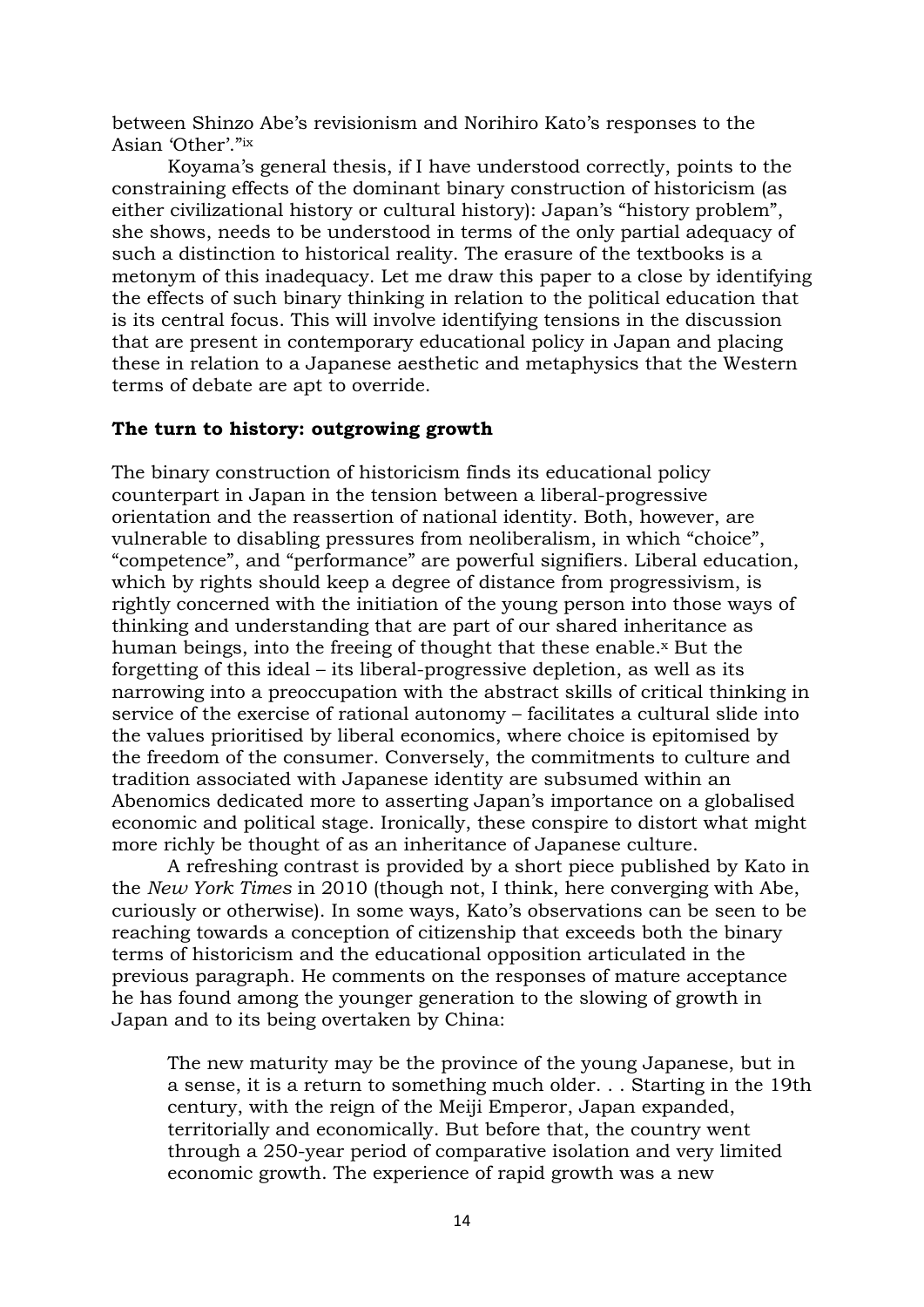between Shinzo Abe's revisionism and Norihiro Kato's responses to the Asian 'Other'."[ix]

Koyama's general thesis, if I have understood correctly, points to the constraining effects of the dominant binary construction of historicism (as either civilizational history or cultural history): Japan's "history problem", she shows, needs to be understood in terms of the only partial adequacy of such a distinction to historical reality. The erasure of the textbooks is a metonym of this inadequacy. Let me draw this paper to a close by identifying the effects of such binary thinking in relation to the political education that is its central focus. This will involve identifying tensions in the discussion that are present in contemporary educational policy in Japan and placing these in relation to a Japanese aesthetic and metaphysics that the Western terms of debate are apt to override.

## The turn to history: outgrowing growth

The binary construction of historicism finds its educational policy counterpart in Japan in the tension between a liberal-progressive orientation and the reassertion of national identity. Both, however, are vulnerable to disabling pressures from neoliberalism, in which "choice", "competence", and "performance" are powerful signifiers. Liberal education, which by rights should keep a degree of distance from progressivism, is rightly concerned with the initiation of the young person into those ways of thinking and understanding that are part of our shared inheritance as human beings, into the freeing of thought that these enable.[x] But the forgetting of this ideal – its liberal-progressive depletion, as well as its narrowing into a preoccupation with the abstract skills of critical thinking in service of the exercise of rational autonomy – facilitates a cultural slide into the values prioritised by liberal economics, where choice is epitomised by the freedom of the consumer. Conversely, the commitments to culture and tradition associated with Japanese identity are subsumed within an Abenomics dedicated more to asserting Japan's importance on a globalised economic and political stage. Ironically, these conspire to distort what might more richly be thought of as an inheritance of Japanese culture.

A refreshing contrast is provided by a short piece published by Kato in the *New York Times* in 2010 (though not, I think, here converging with Abe, curiously or otherwise). In some ways, Kato's observations can be seen to be reaching towards a conception of citizenship that exceeds both the binary terms of historicism and the educational opposition articulated in the previous paragraph. He comments on the responses of mature acceptance he has found among the younger generation to the slowing of growth in Japan and to its being overtaken by China:

> The new maturity may be the province of the young Japanese, but in a sense, it is a return to something much older. . . Starting in the 19th century, with the reign of the Meiji Emperor, Japan expanded, territorially and economically. But before that, the country went through a 250-year period of comparative isolation and very limited economic growth. The experience of rapid growth was a new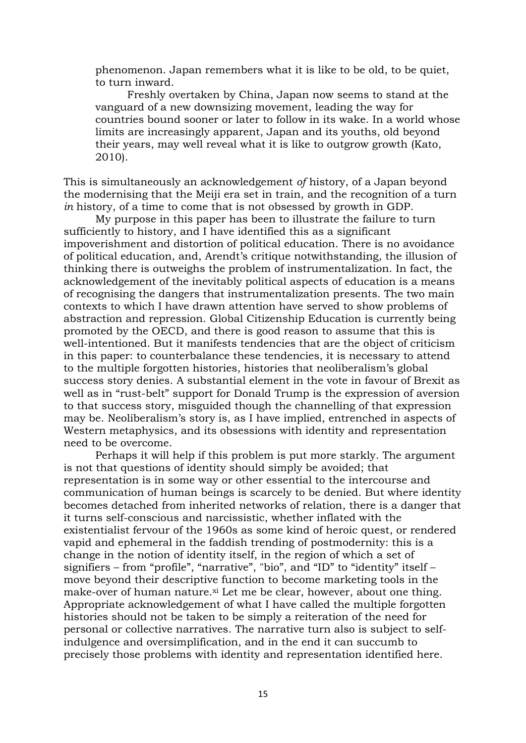> phenomenon. Japan remembers what it is like to be old, to be quiet, to turn inward.
>
> Freshly overtaken by China, Japan now seems to stand at the vanguard of a new downsizing movement, leading the way for countries bound sooner or later to follow in its wake. In a world whose limits are increasingly apparent, Japan and its youths, old beyond their years, may well reveal what it is like to outgrow growth (Kato, 2010).

This is simultaneously an acknowledgement *of* history, of a Japan beyond the modernising that the Meiji era set in train, and the recognition of a turn *in* history, of a time to come that is not obsessed by growth in GDP.

My purpose in this paper has been to illustrate the failure to turn sufficiently to history, and I have identified this as a significant impoverishment and distortion of political education. There is no avoidance of political education, and, Arendt's critique notwithstanding, the illusion of thinking there is outweighs the problem of instrumentalization. In fact, the acknowledgement of the inevitably political aspects of education is a means of recognising the dangers that instrumentalization presents. The two main contexts to which I have drawn attention have served to show problems of abstraction and repression. Global Citizenship Education is currently being promoted by the OECD, and there is good reason to assume that this is well-intentioned. But it manifests tendencies that are the object of criticism in this paper: to counterbalance these tendencies, it is necessary to attend to the multiple forgotten histories, histories that neoliberalism's global success story denies. A substantial element in the vote in favour of Brexit as well as in "rust-belt" support for Donald Trump is the expression of aversion to that success story, misguided though the channelling of that expression may be. Neoliberalism's story is, as I have implied, entrenched in aspects of Western metaphysics, and its obsessions with identity and representation need to be overcome.

Perhaps it will help if this problem is put more starkly. The argument is not that questions of identity should simply be avoided; that representation is in some way or other essential to the intercourse and communication of human beings is scarcely to be denied. But where identity becomes detached from inherited networks of relation, there is a danger that it turns self-conscious and narcissistic, whether inflated with the existentialist fervour of the 1960s as some kind of heroic quest, or rendered vapid and ephemeral in the faddish trending of postmodernity: this is a change in the notion of identity itself, in the region of which a set of signifiers – from "profile", "narrative", "bio", and "ID" to "identity" itself – move beyond their descriptive function to become marketing tools in the make-over of human nature.[xi] Let me be clear, however, about one thing. Appropriate acknowledgement of what I have called the multiple forgotten histories should not be taken to be simply a reiteration of the need for personal or collective narratives. The narrative turn also is subject to self-indulgence and oversimplification, and in the end it can succumb to precisely those problems with identity and representation identified here.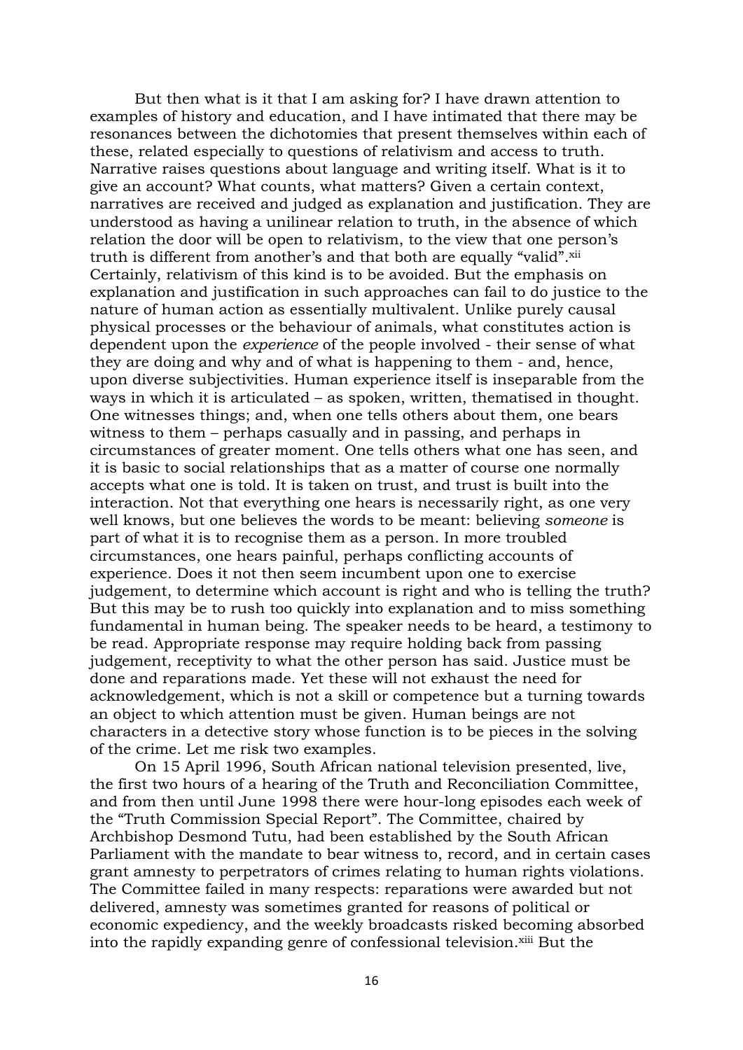But then what is it that I am asking for? I have drawn attention to examples of history and education, and I have intimated that there may be resonances between the dichotomies that present themselves within each of these, related especially to questions of relativism and access to truth. Narrative raises questions about language and writing itself. What is it to give an account? What counts, what matters? Given a certain context, narratives are received and judged as explanation and justification. They are understood as having a unilinear relation to truth, in the absence of which relation the door will be open to relativism, to the view that one person's truth is different from another's and that both are equally "valid".[xii] Certainly, relativism of this kind is to be avoided. But the emphasis on explanation and justification in such approaches can fail to do justice to the nature of human action as essentially multivalent. Unlike purely causal physical processes or the behaviour of animals, what constitutes action is dependent upon the *experience* of the people involved - their sense of what they are doing and why and of what is happening to them - and, hence, upon diverse subjectivities. Human experience itself is inseparable from the ways in which it is articulated – as spoken, written, thematised in thought. One witnesses things; and, when one tells others about them, one bears witness to them – perhaps casually and in passing, and perhaps in circumstances of greater moment. One tells others what one has seen, and it is basic to social relationships that as a matter of course one normally accepts what one is told. It is taken on trust, and trust is built into the interaction. Not that everything one hears is necessarily right, as one very well knows, but one believes the words to be meant: believing *someone* is part of what it is to recognise them as a person. In more troubled circumstances, one hears painful, perhaps conflicting accounts of experience. Does it not then seem incumbent upon one to exercise judgement, to determine which account is right and who is telling the truth? But this may be to rush too quickly into explanation and to miss something fundamental in human being. The speaker needs to be heard, a testimony to be read. Appropriate response may require holding back from passing judgement, receptivity to what the other person has said. Justice must be done and reparations made. Yet these will not exhaust the need for acknowledgement, which is not a skill or competence but a turning towards an object to which attention must be given. Human beings are not characters in a detective story whose function is to be pieces in the solving of the crime. Let me risk two examples.

On 15 April 1996, South African national television presented, live, the first two hours of a hearing of the Truth and Reconciliation Committee, and from then until June 1998 there were hour-long episodes each week of the "Truth Commission Special Report". The Committee, chaired by Archbishop Desmond Tutu, had been established by the South African Parliament with the mandate to bear witness to, record, and in certain cases grant amnesty to perpetrators of crimes relating to human rights violations. The Committee failed in many respects: reparations were awarded but not delivered, amnesty was sometimes granted for reasons of political or economic expediency, and the weekly broadcasts risked becoming absorbed into the rapidly expanding genre of confessional television.[xiii] But the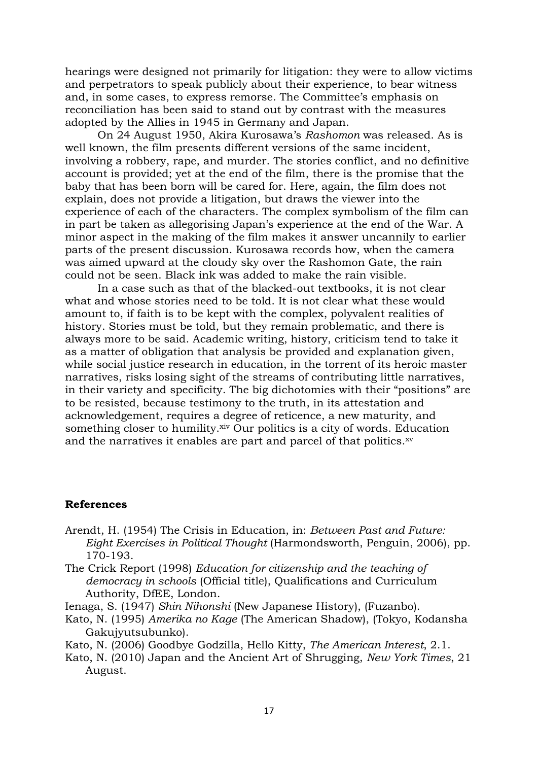hearings were designed not primarily for litigation: they were to allow victims and perpetrators to speak publicly about their experience, to bear witness and, in some cases, to express remorse. The Committee's emphasis on reconciliation has been said to stand out by contrast with the measures adopted by the Allies in 1945 in Germany and Japan.

On 24 August 1950, Akira Kurosawa's *Rashomon* was released. As is well known, the film presents different versions of the same incident, involving a robbery, rape, and murder. The stories conflict, and no definitive account is provided; yet at the end of the film, there is the promise that the baby that has been born will be cared for. Here, again, the film does not explain, does not provide a litigation, but draws the viewer into the experience of each of the characters. The complex symbolism of the film can in part be taken as allegorising Japan's experience at the end of the War. A minor aspect in the making of the film makes it answer uncannily to earlier parts of the present discussion. Kurosawa records how, when the camera was aimed upward at the cloudy sky over the Rashomon Gate, the rain could not be seen. Black ink was added to make the rain visible.

In a case such as that of the blacked-out textbooks, it is not clear what and whose stories need to be told. It is not clear what these would amount to, if faith is to be kept with the complex, polyvalent realities of history. Stories must be told, but they remain problematic, and there is always more to be said. Academic writing, history, criticism tend to take it as a matter of obligation that analysis be provided and explanation given, while social justice research in education, in the torrent of its heroic master narratives, risks losing sight of the streams of contributing little narratives, in their variety and specificity. The big dichotomies with their "positions" are to be resisted, because testimony to the truth, in its attestation and acknowledgement, requires a degree of reticence, a new maturity, and something closer to humility.[xiv] Our politics is a city of words. Education and the narratives it enables are part and parcel of that politics.[xv]

## References

Arendt, H. (1954) The Crisis in Education, in: *Between Past and Future: Eight Exercises in Political Thought* (Harmondsworth, Penguin, 2006), pp. 170-193.

The Crick Report (1998) *Education for citizenship and the teaching of democracy in schools* (Official title), Qualifications and Curriculum Authority, DfEE, London.

Ienaga, S. (1947) *Shin Nihonshi* (New Japanese History), (Fuzanbo).

Kato, N. (1995) *Amerika no Kage* (The American Shadow), (Tokyo, Kodansha Gakujyutsubunko).

Kato, N. (2006) Goodbye Godzilla, Hello Kitty, *The American Interest*, 2.1.

Kato, N. (2010) Japan and the Ancient Art of Shrugging, *New York Times*, 21 August.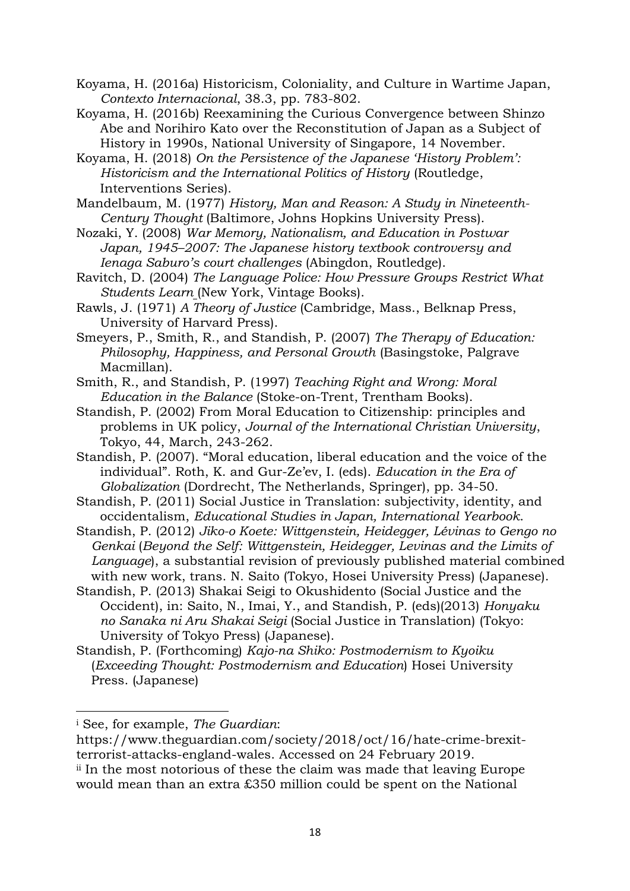Koyama, H. (2016a) Historicism, Coloniality, and Culture in Wartime Japan, *Contexto Internacional*, 38.3, pp. 783-802.

Koyama, H. (2016b) Reexamining the Curious Convergence between Shinzo Abe and Norihiro Kato over the Reconstitution of Japan as a Subject of History in 1990s, National University of Singapore, 14 November.

Koyama, H. (2018) *On the Persistence of the Japanese 'History Problem': Historicism and the International Politics of History* (Routledge, Interventions Series).

Mandelbaum, M. (1977) *History, Man and Reason: A Study in Nineteenth-Century Thought* (Baltimore, Johns Hopkins University Press).

Nozaki, Y. (2008) *War Memory, Nationalism, and Education in Postwar Japan, 1945–2007: The Japanese history textbook controversy and Ienaga Saburo's court challenges* (Abingdon, Routledge).

Ravitch, D. (2004) *The Language Police: How Pressure Groups Restrict What Students Learn* (New York, Vintage Books).

Rawls, J. (1971) *A Theory of Justice* (Cambridge, Mass., Belknap Press, University of Harvard Press).

Smeyers, P., Smith, R., and Standish, P. (2007) *The Therapy of Education: Philosophy, Happiness, and Personal Growth* (Basingstoke, Palgrave Macmillan).

Smith, R., and Standish, P. (1997) *Teaching Right and Wrong: Moral Education in the Balance* (Stoke-on-Trent, Trentham Books).

Standish, P. (2002) From Moral Education to Citizenship: principles and problems in UK policy, *Journal of the International Christian University*, Tokyo, 44, March, 243-262.

Standish, P. (2007). "Moral education, liberal education and the voice of the individual". Roth, K. and Gur-Ze'ev, I. (eds). *Education in the Era of Globalization* (Dordrecht, The Netherlands, Springer), pp. 34-50.

Standish, P. (2011) Social Justice in Translation: subjectivity, identity, and occidentalism, *Educational Studies in Japan, International Yearbook*.

Standish, P. (2012) *Jiko-o Koete: Wittgenstein, Heidegger, Lévinas to Gengo no Genkai* (*Beyond the Self: Wittgenstein, Heidegger, Levinas and the Limits of Language*), a substantial revision of previously published material combined with new work, trans. N. Saito (Tokyo, Hosei University Press) (Japanese).

Standish, P. (2013) Shakai Seigi to Okushidento (Social Justice and the Occident), in: Saito, N., Imai, Y., and Standish, P. (eds)(2013) *Honyaku no Sanaka ni Aru Shakai Seigi* (Social Justice in Translation) (Tokyo: University of Tokyo Press) (Japanese).

Standish, P. (Forthcoming) *Kajo-na Shiko: Postmodernism to Kyoiku* (*Exceeding Thought: Postmodernism and Education*) Hosei University Press. (Japanese)

---

[i] See, for example, *The Guardian*: https://www.theguardian.com/society/2018/oct/16/hate-crime-brexit-terrorist-attacks-england-wales. Accessed on 24 February 2019.

[ii] In the most notorious of these the claim was made that leaving Europe would mean than an extra £350 million could be spent on the National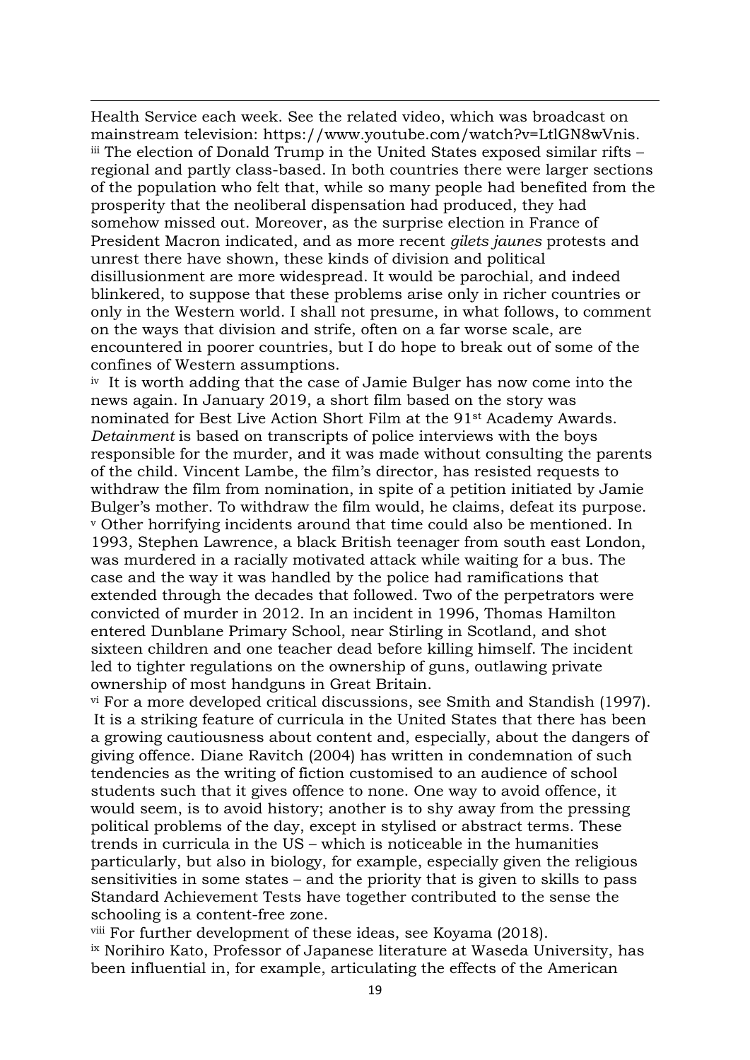Health Service each week. See the related video, which was broadcast on mainstream television: https://www.youtube.com/watch?v=LtlGN8wVnis.

[iii] The election of Donald Trump in the United States exposed similar rifts – regional and partly class-based. In both countries there were larger sections of the population who felt that, while so many people had benefited from the prosperity that the neoliberal dispensation had produced, they had somehow missed out. Moreover, as the surprise election in France of President Macron indicated, and as more recent *gilets jaunes* protests and unrest there have shown, these kinds of division and political disillusionment are more widespread. It would be parochial, and indeed blinkered, to suppose that these problems arise only in richer countries or only in the Western world. I shall not presume, in what follows, to comment on the ways that division and strife, often on a far worse scale, are encountered in poorer countries, but I do hope to break out of some of the confines of Western assumptions.

[iv] It is worth adding that the case of Jamie Bulger has now come into the news again. In January 2019, a short film based on the story was nominated for Best Live Action Short Film at the 91st Academy Awards. *Detainment* is based on transcripts of police interviews with the boys responsible for the murder, and it was made without consulting the parents of the child. Vincent Lambe, the film's director, has resisted requests to withdraw the film from nomination, in spite of a petition initiated by Jamie Bulger's mother. To withdraw the film would, he claims, defeat its purpose.

[v] Other horrifying incidents around that time could also be mentioned. In 1993, Stephen Lawrence, a black British teenager from south east London, was murdered in a racially motivated attack while waiting for a bus. The case and the way it was handled by the police had ramifications that extended through the decades that followed. Two of the perpetrators were convicted of murder in 2012. In an incident in 1996, Thomas Hamilton entered Dunblane Primary School, near Stirling in Scotland, and shot sixteen children and one teacher dead before killing himself. The incident led to tighter regulations on the ownership of guns, outlawing private ownership of most handguns in Great Britain.

[vi] For a more developed critical discussions, see Smith and Standish (1997). It is a striking feature of curricula in the United States that there has been a growing cautiousness about content and, especially, about the dangers of giving offence. Diane Ravitch (2004) has written in condemnation of such tendencies as the writing of fiction customised to an audience of school students such that it gives offence to none. One way to avoid offence, it would seem, is to avoid history; another is to shy away from the pressing political problems of the day, except in stylised or abstract terms. These trends in curricula in the US – which is noticeable in the humanities particularly, but also in biology, for example, especially given the religious sensitivities in some states – and the priority that is given to skills to pass Standard Achievement Tests have together contributed to the sense the schooling is a content-free zone.

[viii] For further development of these ideas, see Koyama (2018).

[ix] Norihiro Kato, Professor of Japanese literature at Waseda University, has been influential in, for example, articulating the effects of the American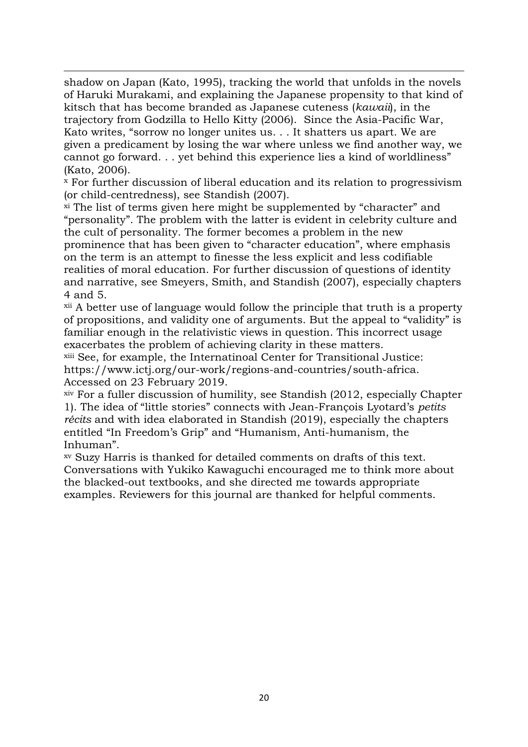shadow on Japan (Kato, 1995), tracking the world that unfolds in the novels of Haruki Murakami, and explaining the Japanese propensity to that kind of kitsch that has become branded as Japanese cuteness (*kawaii*), in the trajectory from Godzilla to Hello Kitty (2006). Since the Asia-Pacific War, Kato writes, "sorrow no longer unites us. . . It shatters us apart. We are given a predicament by losing the war where unless we find another way, we cannot go forward. . . yet behind this experience lies a kind of worldliness" (Kato, 2006).

[x] For further discussion of liberal education and its relation to progressivism (or child-centredness), see Standish (2007).

[xi] The list of terms given here might be supplemented by "character" and "personality". The problem with the latter is evident in celebrity culture and the cult of personality. The former becomes a problem in the new prominence that has been given to "character education", where emphasis on the term is an attempt to finesse the less explicit and less codifiable realities of moral education. For further discussion of questions of identity and narrative, see Smeyers, Smith, and Standish (2007), especially chapters 4 and 5.

[xii] A better use of language would follow the principle that truth is a property of propositions, and validity one of arguments. But the appeal to "validity" is familiar enough in the relativistic views in question. This incorrect usage exacerbates the problem of achieving clarity in these matters.

[xiii] See, for example, the Internatinoal Center for Transitional Justice: https://www.ictj.org/our-work/regions-and-countries/south-africa. Accessed on 23 February 2019.

[xiv] For a fuller discussion of humility, see Standish (2012, especially Chapter 1). The idea of "little stories" connects with Jean-François Lyotard's *petits récits* and with idea elaborated in Standish (2019), especially the chapters entitled "In Freedom's Grip" and "Humanism, Anti-humanism, the Inhuman".

[xv] Suzy Harris is thanked for detailed comments on drafts of this text. Conversations with Yukiko Kawaguchi encouraged me to think more about the blacked-out textbooks, and she directed me towards appropriate examples. Reviewers for this journal are thanked for helpful comments.